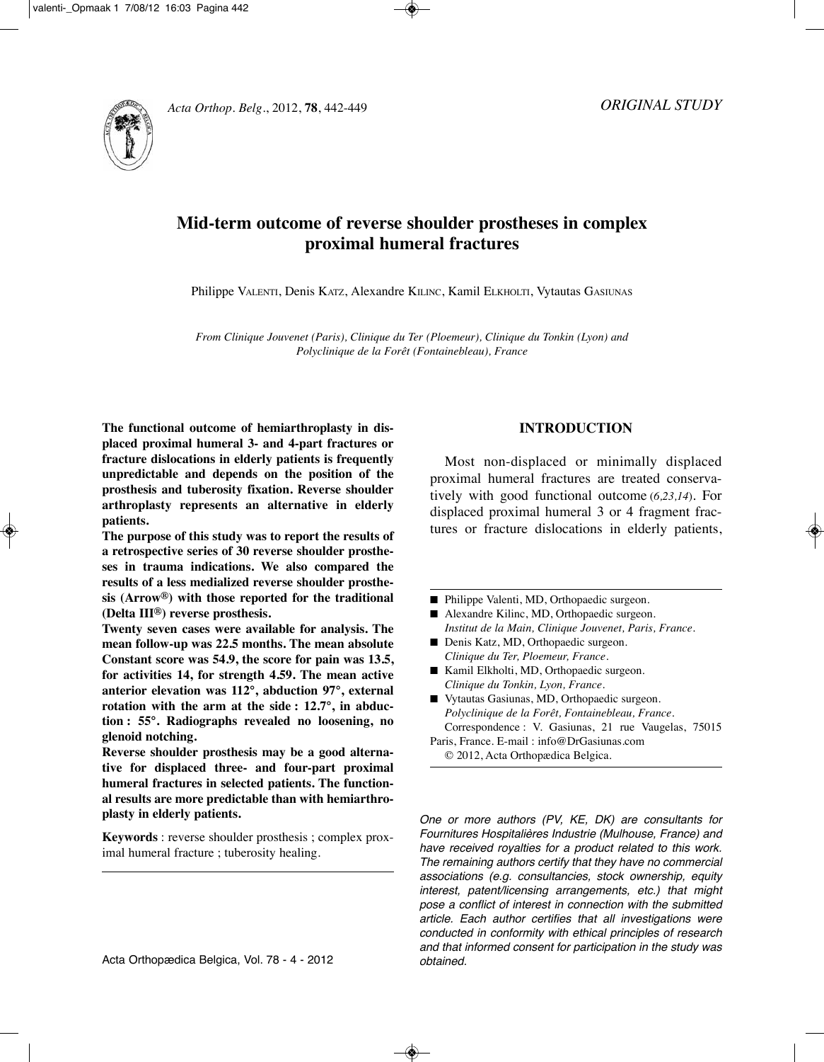*ORIGINAL STUDY*

# Mid-term outcome of reverse shoulder prostheses in complex proximal humeral fractures

Philippe VALENTI, Denis KATZ, Alexandre KILINC, Kamil ELKHOLTI, Vytautas GASIUNAS

*From Clinique Jouvenet (Paris), Clinique du Ter (Ploemeur), Clinique du Tonkin (Lyon) and Polyclinique de la Forêt (Fontainebleau), France*

**The functional outcome of hemiarthroplasty in displaced proximal humeral 3- and 4-part fractures or fracture dislocations in elderly patients is frequently unpredictable and depends on the position of the prosthesis and tuberosity fixation. Reverse shoulder arthroplasty represents an alternative in elderly patients.**

**The purpose of this study was to report the results of a retrospective series of 30 reverse shoulder prostheses in trauma indications. We also compared the results of a less medialized reverse shoulder prosthesis (Arrow®) with those reported for the traditional (Delta III®) reverse prosthesis.**

**Twenty seven cases were available for analysis. The mean follow-up was 22.5 months. The mean absolute Constant score was 54.9, the score for pain was 13.5, for activities 14, for strength 4.59. The mean active anterior elevation was 112°, abduction 97°, external rotation with the arm at the side : 12.7°, in abduction : 55°. Radiographs revealed no loosening, no glenoid notching.**

**Reverse shoulder prosthesis may be a good alternative for displaced three- and four-part proximal humeral fractures in selected patients. The functional results are more predictable than with hemiarthroplasty in elderly patients.**

**Keywords** : reverse shoulder prosthesis ; complex proximal humeral fracture ; tuberosity healing.

## INTRODUCTION

Most non-displaced or minimally displaced proximal humeral fractures are treated conservatively with good functional outcome (*6,23,14*). For displaced proximal humeral 3 or 4 fragment fractures or fracture dislocations in elderly patients,

- Philippe Valenti, MD, Orthopaedic surgeon.
- Alexandre Kilinc, MD, Orthopaedic surgeon.
  *Institut de la Main, Clinique Jouvenet, Paris, France.*
- Denis Katz, MD, Orthopaedic surgeon.
  *Clinique du Ter, Ploemeur, France.*
- Kamil Elkholti, MD, Orthopaedic surgeon.
  *Clinique du Tonkin, Lyon, France.*
- Vytautas Gasiunas, MD, Orthopaedic surgeon.
  *Polyclinique de la Forêt, Fontainebleau, France.*
  Correspondence : V. Gasiunas, 21 rue Vaugelas, 75015 Paris, France. E-mail : info@DrGasiunas.com
  © 2012, Acta Orthopædica Belgica.

*One or more authors (PV, KE, DK) are consultants for Fournitures Hospitalières Industrie (Mulhouse, France) and have received royalties for a product related to this work. The remaining authors certify that they have no commercial associations (e.g. consultancies, stock ownership, equity interest, patent/licensing arrangements, etc.) that might pose a conflict of interest in connection with the submitted article. Each author certifies that all investigations were conducted in conformity with ethical principles of research and that informed consent for participation in the study was obtained.*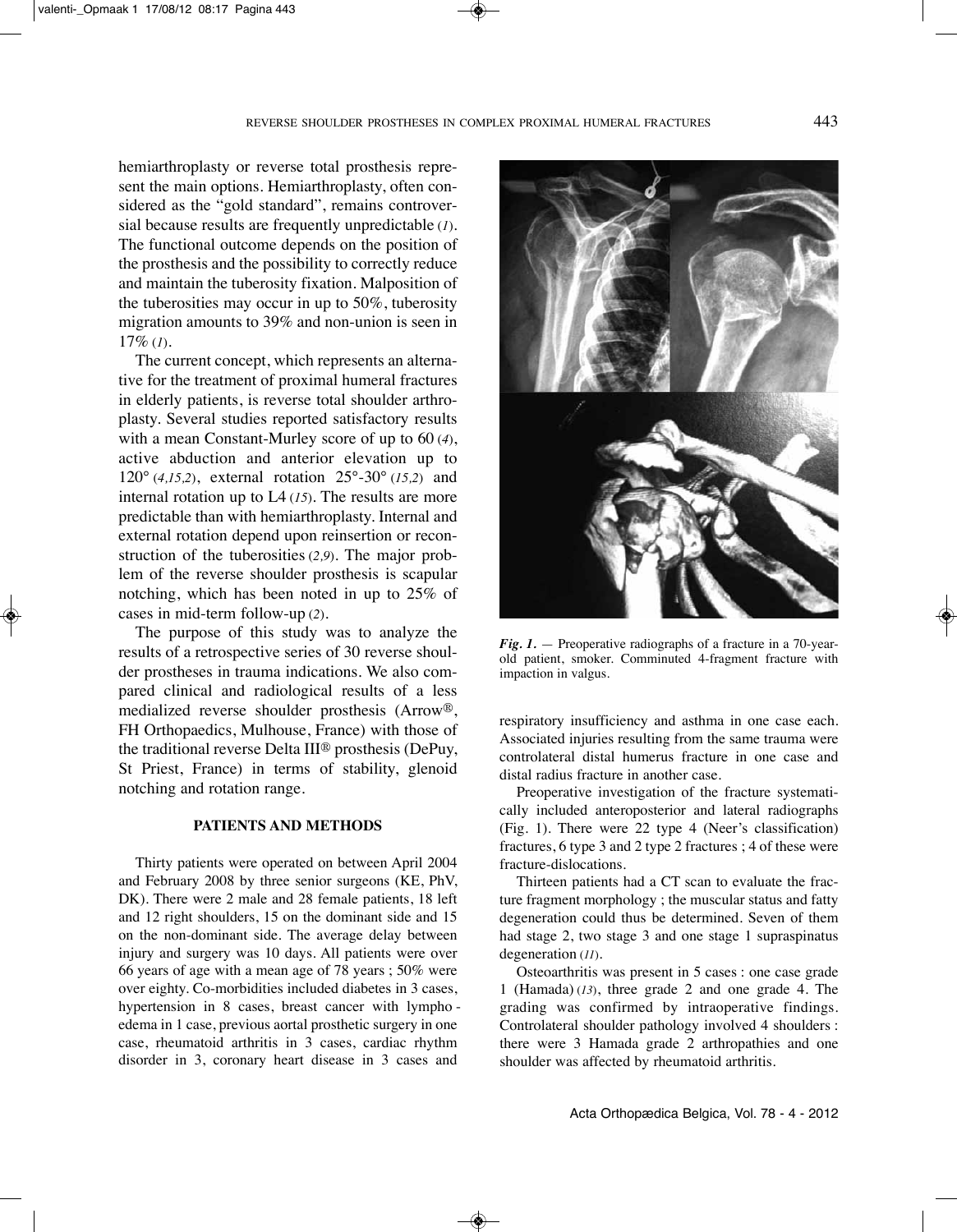hemiarthroplasty or reverse total prosthesis represent the main options. Hemiarthroplasty, often considered as the "gold standard", remains controversial because results are frequently unpredictable (*1*). The functional outcome depends on the position of the prosthesis and the possibility to correctly reduce and maintain the tuberosity fixation. Malposition of the tuberosities may occur in up to 50%, tuberosity migration amounts to 39% and non-union is seen in 17% (*1*).

The current concept, which represents an alternative for the treatment of proximal humeral fractures in elderly patients, is reverse total shoulder arthroplasty. Several studies reported satisfactory results with a mean Constant-Murley score of up to 60 (*4*), active abduction and anterior elevation up to 120° (*4,15,2*), external rotation 25°-30° (*15,2*) and internal rotation up to L4 (*15*). The results are more predictable than with hemiarthroplasty. Internal and external rotation depend upon reinsertion or reconstruction of the tuberosities (*2,9*). The major problem of the reverse shoulder prosthesis is scapular notching, which has been noted in up to 25% of cases in mid-term follow-up (*2*).

The purpose of this study was to analyze the results of a retrospective series of 30 reverse shoulder prostheses in trauma indications. We also compared clinical and radiological results of a less medialized reverse shoulder prosthesis (Arrow®, FH Orthopaedics, Mulhouse, France) with those of the traditional reverse Delta III® prosthesis (DePuy, St Priest, France) in terms of stability, glenoid notching and rotation range.

## PATIENTS AND METHODS

Thirty patients were operated on between April 2004 and February 2008 by three senior surgeons (KE, PhV, DK). There were 2 male and 28 female patients, 18 left and 12 right shoulders, 15 on the dominant side and 15 on the non-dominant side. The average delay between injury and surgery was 10 days. All patients were over 66 years of age with a mean age of 78 years ; 50% were over eighty. Co-morbidities included diabetes in 3 cases, hypertension in 8 cases, breast cancer with lymphoedema in 1 case, previous aortal prosthetic surgery in one case, rheumatoid arthritis in 3 cases, cardiac rhythm disorder in 3, coronary heart disease in 3 cases and respiratory insufficiency and asthma in one case each. Associated injuries resulting from the same trauma were controlateral distal humerus fracture in one case and distal radius fracture in another case.

*Fig. 1.* — Preoperative radiographs of a fracture in a 70-year-old patient, smoker. Comminuted 4-fragment fracture with impaction in valgus.

Preoperative investigation of the fracture systematically included anteroposterior and lateral radiographs (Fig. 1). There were 22 type 4 (Neer's classification) fractures, 6 type 3 and 2 type 2 fractures ; 4 of these were fracture-dislocations.

Thirteen patients had a CT scan to evaluate the fracture fragment morphology ; the muscular status and fatty degeneration could thus be determined. Seven of them had stage 2, two stage 3 and one stage 1 supraspinatus degeneration (*11*).

Osteoarthritis was present in 5 cases : one case grade 1 (Hamada) (*13*), three grade 2 and one grade 4. The grading was confirmed by intraoperative findings. Controlateral shoulder pathology involved 4 shoulders : there were 3 Hamada grade 2 arthropathies and one shoulder was affected by rheumatoid arthritis.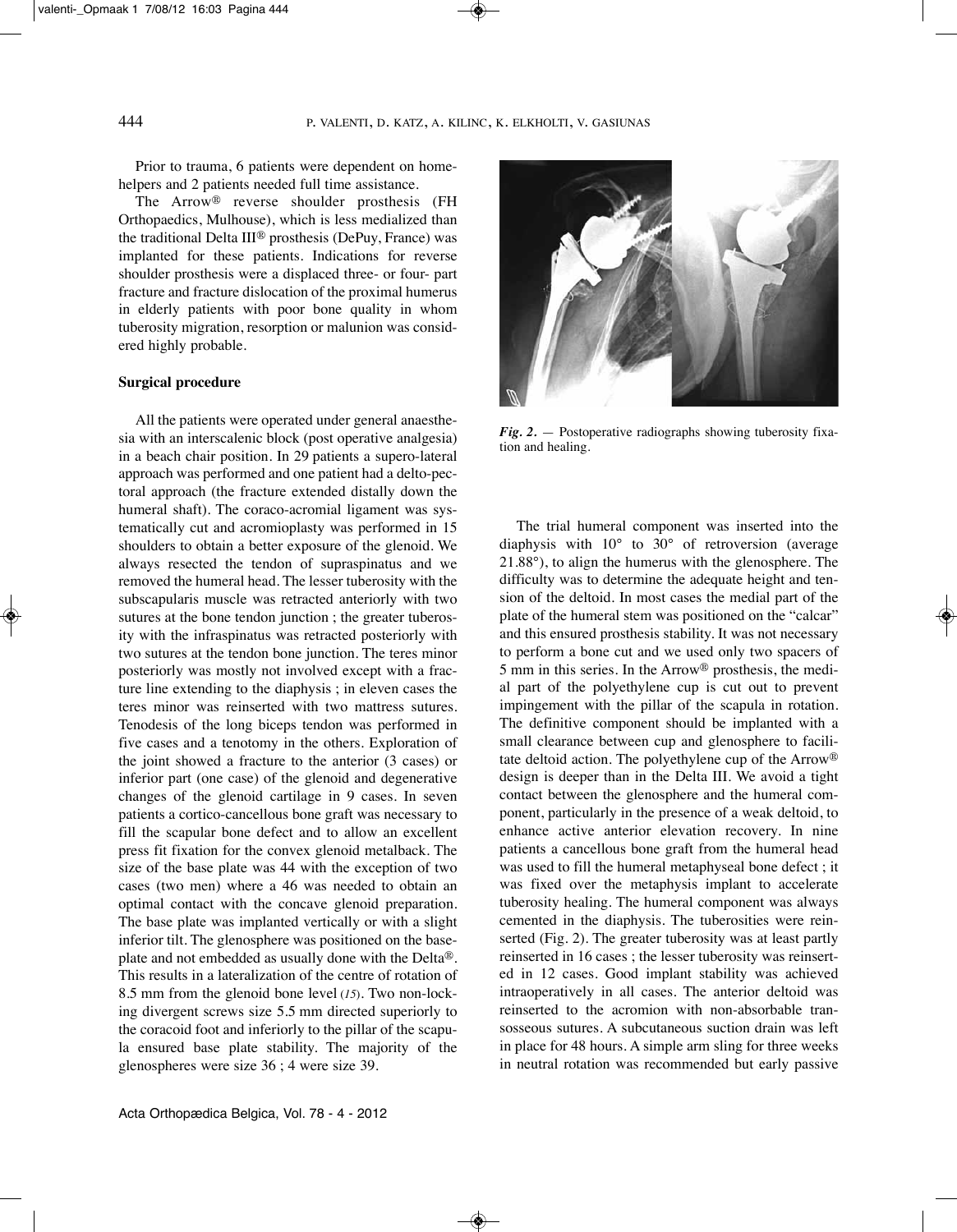Prior to trauma, 6 patients were dependent on home-helpers and 2 patients needed full time assistance.

The Arrow® reverse shoulder prosthesis (FH Orthopaedics, Mulhouse), which is less medialized than the traditional Delta III® prosthesis (DePuy, France) was implanted for these patients. Indications for reverse shoulder prosthesis were a displaced three- or four- part fracture and fracture dislocation of the proximal humerus in elderly patients with poor bone quality in whom tuberosity migration, resorption or malunion was considered highly probable.

**Surgical procedure**

All the patients were operated under general anaesthesia with an interscalenic block (post operative analgesia) in a beach chair position. In 29 patients a supero-lateral approach was performed and one patient had a delto-pectoral approach (the fracture extended distally down the humeral shaft). The coraco-acromial ligament was systematically cut and acromioplasty was performed in 15 shoulders to obtain a better exposure of the glenoid. We always resected the tendon of supraspinatus and we removed the humeral head. The lesser tuberosity with the subscapularis muscle was retracted anteriorly with two sutures at the bone tendon junction ; the greater tuberosity with the infraspinatus was retracted posteriorly with two sutures at the tendon bone junction. The teres minor posteriorly was mostly not involved except with a fracture line extending to the diaphysis ; in eleven cases the teres minor was reinserted with two mattress sutures. Tenodesis of the long biceps tendon was performed in five cases and a tenotomy in the others. Exploration of the joint showed a fracture to the anterior (3 cases) or inferior part (one case) of the glenoid and degenerative changes of the glenoid cartilage in 9 cases. In seven patients a cortico-cancellous bone graft was necessary to fill the scapular bone defect and to allow an excellent press fit fixation for the convex glenoid metalback. The size of the base plate was 44 with the exception of two cases (two men) where a 46 was needed to obtain an optimal contact with the concave glenoid preparation. The base plate was implanted vertically or with a slight inferior tilt. The glenosphere was positioned on the baseplate and not embedded as usually done with the Delta®. This results in a lateralization of the centre of rotation of 8.5 mm from the glenoid bone level (*15*). Two non-locking divergent screws size 5.5 mm directed superiorly to the coracoid foot and inferiorly to the pillar of the scapula ensured base plate stability. The majority of the glenospheres were size 36 ; 4 were size 39.

*Fig. 2.* — Postoperative radiographs showing tuberosity fixation and healing.

The trial humeral component was inserted into the diaphysis with 10° to 30° of retroversion (average 21.88°), to align the humerus with the glenosphere. The difficulty was to determine the adequate height and tension of the deltoid. In most cases the medial part of the plate of the humeral stem was positioned on the "calcar" and this ensured prosthesis stability. It was not necessary to perform a bone cut and we used only two spacers of 5 mm in this series. In the Arrow® prosthesis, the medial part of the polyethylene cup is cut out to prevent impingement with the pillar of the scapula in rotation. The definitive component should be implanted with a small clearance between cup and glenosphere to facilitate deltoid action. The polyethylene cup of the Arrow® design is deeper than in the Delta III. We avoid a tight contact between the glenosphere and the humeral component, particularly in the presence of a weak deltoid, to enhance active anterior elevation recovery. In nine patients a cancellous bone graft from the humeral head was used to fill the humeral metaphyseal bone defect ; it was fixed over the metaphysis implant to accelerate tuberosity healing. The humeral component was always cemented in the diaphysis. The tuberosities were reinserted (Fig. 2). The greater tuberosity was at least partly reinserted in 16 cases ; the lesser tuberosity was reinserted in 12 cases. Good implant stability was achieved intraoperatively in all cases. The anterior deltoid was reinserted to the acromion with non-absorbable transosseous sutures. A subcutaneous suction drain was left in place for 48 hours. A simple arm sling for three weeks in neutral rotation was recommended but early passive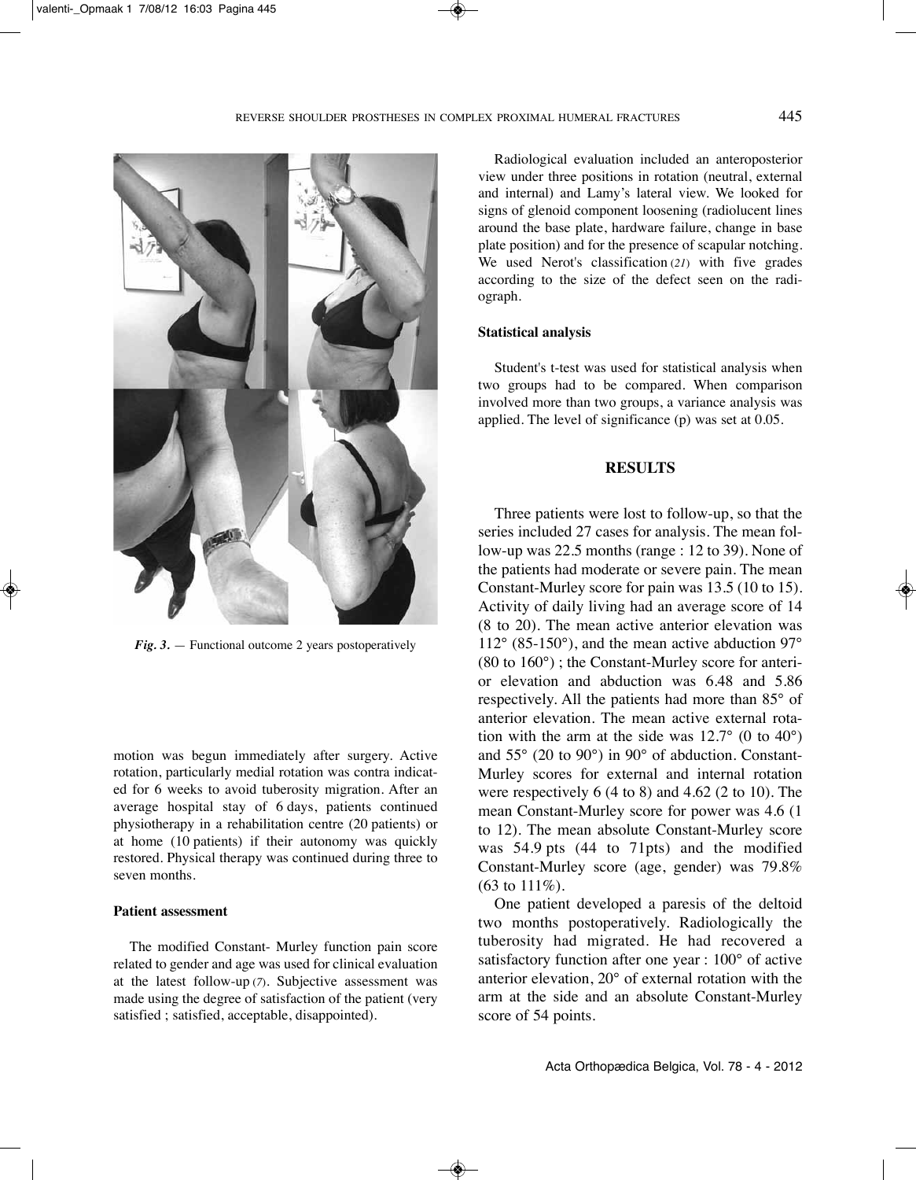Fig. 3. — Functional outcome 2 years postoperatively

motion was begun immediately after surgery. Active rotation, particularly medial rotation was contra indicated for 6 weeks to avoid tuberosity migration. After an average hospital stay of 6 days, patients continued physiotherapy in a rehabilitation centre (20 patients) or at home (10 patients) if their autonomy was quickly restored. Physical therapy was continued during three to seven months.

### Patient assessment

The modified Constant- Murley function pain score related to gender and age was used for clinical evaluation at the latest follow-up (7). Subjective assessment was made using the degree of satisfaction of the patient (very satisfied ; satisfied, acceptable, disappointed).

Radiological evaluation included an anteroposterior view under three positions in rotation (neutral, external and internal) and Lamy's lateral view. We looked for signs of glenoid component loosening (radiolucent lines around the base plate, hardware failure, change in base plate position) and for the presence of scapular notching. We used Nerot's classification (21) with five grades according to the size of the defect seen on the radiograph.

### Statistical analysis

Student's t-test was used for statistical analysis when two groups had to be compared. When comparison involved more than two groups, a variance analysis was applied. The level of significance (p) was set at 0.05.

## RESULTS

Three patients were lost to follow-up, so that the series included 27 cases for analysis. The mean follow-up was 22.5 months (range : 12 to 39). None of the patients had moderate or severe pain. The mean Constant-Murley score for pain was 13.5 (10 to 15). Activity of daily living had an average score of 14 (8 to 20). The mean active anterior elevation was 112° (85-150°), and the mean active abduction 97° (80 to 160°) ; the Constant-Murley score for anterior elevation and abduction was 6.48 and 5.86 respectively. All the patients had more than 85° of anterior elevation. The mean active external rotation with the arm at the side was 12.7° (0 to 40°) and 55° (20 to 90°) in 90° of abduction. Constant-Murley scores for external and internal rotation were respectively 6 (4 to 8) and 4.62 (2 to 10). The mean Constant-Murley score for power was 4.6 (1 to 12). The mean absolute Constant-Murley score was 54.9 pts (44 to 71pts) and the modified Constant-Murley score (age, gender) was 79.8% (63 to 111%).

One patient developed a paresis of the deltoid two months postoperatively. Radiologically the tuberosity had migrated. He had recovered a satisfactory function after one year : 100° of active anterior elevation, 20° of external rotation with the arm at the side and an absolute Constant-Murley score of 54 points.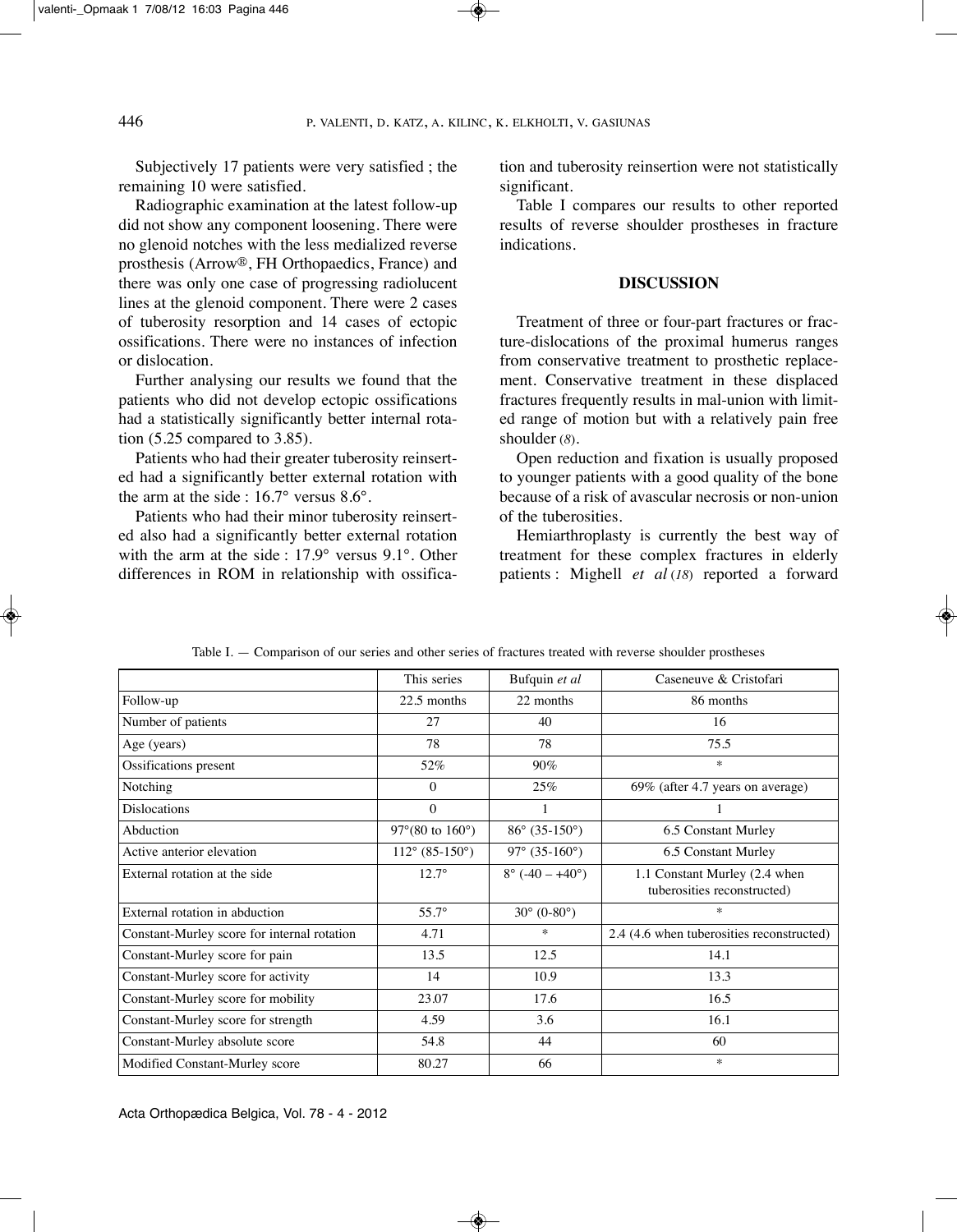Subjectively 17 patients were very satisfied ; the remaining 10 were satisfied.

Radiographic examination at the latest follow-up did not show any component loosening. There were no glenoid notches with the less medialized reverse prosthesis (Arrow®, FH Orthopaedics, France) and there was only one case of progressing radiolucent lines at the glenoid component. There were 2 cases of tuberosity resorption and 14 cases of ectopic ossifications. There were no instances of infection or dislocation.

Further analysing our results we found that the patients who did not develop ectopic ossifications had a statistically significantly better internal rotation (5.25 compared to 3.85).

Patients who had their greater tuberosity reinserted had a significantly better external rotation with the arm at the side : 16.7° versus 8.6°.

Patients who had their minor tuberosity reinserted also had a significantly better external rotation with the arm at the side : 17.9° versus 9.1°. Other differences in ROM in relationship with ossification and tuberosity reinsertion were not statistically significant.

Table I compares our results to other reported results of reverse shoulder prostheses in fracture indications.

## DISCUSSION

Treatment of three or four-part fractures or fracture-dislocations of the proximal humerus ranges from conservative treatment to prosthetic replacement. Conservative treatment in these displaced fractures frequently results in mal-union with limited range of motion but with a relatively pain free shoulder (*8*).

Open reduction and fixation is usually proposed to younger patients with a good quality of the bone because of a risk of avascular necrosis or non-union of the tuberosities.

Hemiarthroplasty is currently the best way of treatment for these complex fractures in elderly patients : Mighell *et al* (*18*) reported a forward

Table I. — Comparison of our series and other series of fractures treated with reverse shoulder prostheses

| | This series | Bufquin *et al* | Caseneuve & Cristofari |
|---|---|---|---|
| Follow-up | 22.5 months | 22 months | 86 months |
| Number of patients | 27 | 40 | 16 |
| Age (years) | 78 | 78 | 75.5 |
| Ossifications present | 52% | 90% | * |
| Notching | 0 | 25% | 69% (after 4.7 years on average) |
| Dislocations | 0 | 1 | 1 |
| Abduction | 97°(80 to 160°) | 86° (35-150°) | 6.5 Constant Murley |
| Active anterior elevation | 112° (85-150°) | 97° (35-160°) | 6.5 Constant Murley |
| External rotation at the side | 12.7° | 8° (-40 – +40°) | 1.1 Constant Murley (2.4 when tuberosities reconstructed) |
| External rotation in abduction | 55.7° | 30° (0-80°) | * |
| Constant-Murley score for internal rotation | 4.71 | * | 2.4 (4.6 when tuberosities reconstructed) |
| Constant-Murley score for pain | 13.5 | 12.5 | 14.1 |
| Constant-Murley score for activity | 14 | 10.9 | 13.3 |
| Constant-Murley score for mobility | 23.07 | 17.6 | 16.5 |
| Constant-Murley score for strength | 4.59 | 3.6 | 16.1 |
| Constant-Murley absolute score | 54.8 | 44 | 60 |
| Modified Constant-Murley score | 80.27 | 66 | * |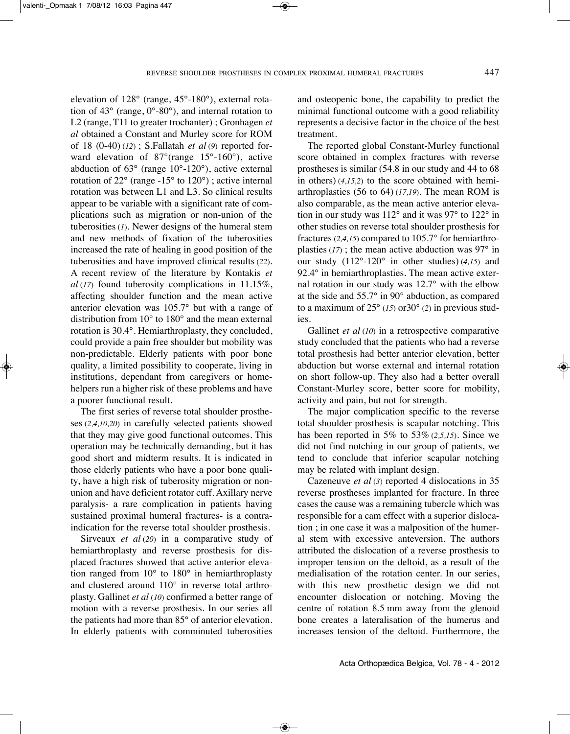elevation of 128° (range, 45°-180°), external rotation of 43° (range, 0°-80°), and internal rotation to L2 (range, T11 to greater trochanter) ; Gronhagen *et al* obtained a Constant and Murley score for ROM of 18 (0-40) (*12*) ; S.Fallatah *et al* (*9*) reported forward elevation of 87°(range 15°-160°), active abduction of 63° (range 10°-120°), active external rotation of 22° (range -15° to 120°) ; active internal rotation was between L1 and L3. So clinical results appear to be variable with a significant rate of complications such as migration or non-union of the tuberosities (*1*). Newer designs of the humeral stem and new methods of fixation of the tuberosities increased the rate of healing in good position of the tuberosities and have improved clinical results (*22*). A recent review of the literature by Kontakis *et al* (*17*) found tuberosity complications in 11.15%, affecting shoulder function and the mean active anterior elevation was 105.7° but with a range of distribution from 10° to 180° and the mean external rotation is 30.4°. Hemiarthroplasty, they concluded, could provide a pain free shoulder but mobility was non-predictable. Elderly patients with poor bone quality, a limited possibility to cooperate, living in institutions, dependant from caregivers or home-helpers run a higher risk of these problems and have a poorer functional result.

The first series of reverse total shoulder prostheses (*2,4,10,20*) in carefully selected patients showed that they may give good functional outcomes. This operation may be technically demanding, but it has good short and midterm results. It is indicated in those elderly patients who have a poor bone quality, have a high risk of tuberosity migration or non-union and have deficient rotator cuff. Axillary nerve paralysis- a rare complication in patients having sustained proximal humeral fractures- is a contraindication for the reverse total shoulder prosthesis.

Sirveaux *et al* (*20*) in a comparative study of hemiarthroplasty and reverse prosthesis for displaced fractures showed that active anterior elevation ranged from 10° to 180° in hemiarthroplasty and clustered around 110° in reverse total arthroplasty. Gallinet *et al* (*10*) confirmed a better range of motion with a reverse prosthesis. In our series all the patients had more than 85° of anterior elevation. In elderly patients with comminuted tuberosities and osteopenic bone, the capability to predict the minimal functional outcome with a good reliability represents a decisive factor in the choice of the best treatment.

The reported global Constant-Murley functional score obtained in complex fractures with reverse prostheses is similar (54.8 in our study and 44 to 68 in others) (*4,15,2*) to the score obtained with hemiarthroplasties (56 to 64) (*17,19*). The mean ROM is also comparable, as the mean active anterior elevation in our study was 112° and it was 97° to 122° in other studies on reverse total shoulder prosthesis for fractures (*2,4,15*) compared to 105.7° for hemiarthroplasties (*17*) ; the mean active abduction was 97° in our study (112°-120° in other studies) (*4,15*) and 92.4° in hemiarthroplasties. The mean active external rotation in our study was 12.7° with the elbow at the side and 55.7° in 90° abduction, as compared to a maximum of 25° (*15*) or30° (*2*) in previous studies.

Gallinet *et al* (*10*) in a retrospective comparative study concluded that the patients who had a reverse total prosthesis had better anterior elevation, better abduction but worse external and internal rotation on short follow-up. They also had a better overall Constant-Murley score, better score for mobility, activity and pain, but not for strength.

The major complication specific to the reverse total shoulder prosthesis is scapular notching. This has been reported in 5% to 53% (*2,5,15*). Since we did not find notching in our group of patients, we tend to conclude that inferior scapular notching may be related with implant design.

Cazeneuve *et al* (*3*) reported 4 dislocations in 35 reverse prostheses implanted for fracture. In three cases the cause was a remaining tubercle which was responsible for a cam effect with a superior dislocation ; in one case it was a malposition of the humeral stem with excessive anteversion. The authors attributed the dislocation of a reverse prosthesis to improper tension on the deltoid, as a result of the medialisation of the rotation center. In our series, with this new prosthetic design we did not encounter dislocation or notching. Moving the centre of rotation 8.5 mm away from the glenoid bone creates a lateralisation of the humerus and increases tension of the deltoid. Furthermore, the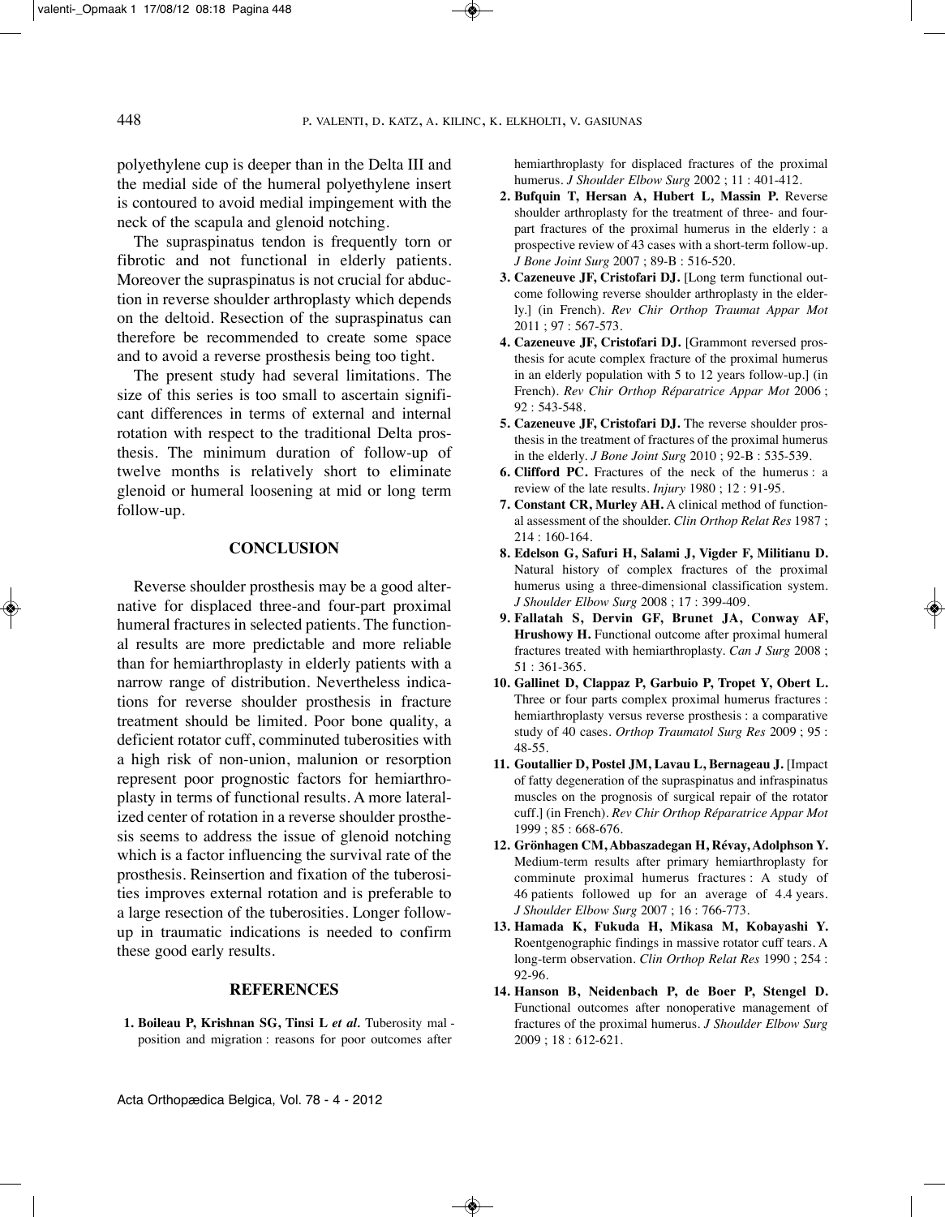polyethylene cup is deeper than in the Delta III and the medial side of the humeral polyethylene insert is contoured to avoid medial impingement with the neck of the scapula and glenoid notching.

The supraspinatus tendon is frequently torn or fibrotic and not functional in elderly patients. Moreover the supraspinatus is not crucial for abduction in reverse shoulder arthroplasty which depends on the deltoid. Resection of the supraspinatus can therefore be recommended to create some space and to avoid a reverse prosthesis being too tight.

The present study had several limitations. The size of this series is too small to ascertain significant differences in terms of external and internal rotation with respect to the traditional Delta prosthesis. The minimum duration of follow-up of twelve months is relatively short to eliminate glenoid or humeral loosening at mid or long term follow-up.

## CONCLUSION

Reverse shoulder prosthesis may be a good alternative for displaced three-and four-part proximal humeral fractures in selected patients. The functional results are more predictable and more reliable than for hemiarthroplasty in elderly patients with a narrow range of distribution. Nevertheless indications for reverse shoulder prosthesis in fracture treatment should be limited. Poor bone quality, a deficient rotator cuff, comminuted tuberosities with a high risk of non-union, malunion or resorption represent poor prognostic factors for hemiarthroplasty in terms of functional results. A more lateralized center of rotation in a reverse shoulder prosthesis seems to address the issue of glenoid notching which is a factor influencing the survival rate of the prosthesis. Reinsertion and fixation of the tuberosities improves external rotation and is preferable to a large resection of the tuberosities. Longer follow-up in traumatic indications is needed to confirm these good early results.

## REFERENCES

1. **Boileau P, Krishnan SG, Tinsi L *et al.*** Tuberosity malposition and migration : reasons for poor outcomes after hemiarthroplasty for displaced fractures of the proximal humerus. *J Shoulder Elbow Surg* 2002 ; 11 : 401-412.
2. **Bufquin T, Hersan A, Hubert L, Massin P.** Reverse shoulder arthroplasty for the treatment of three- and four-part fractures of the proximal humerus in the elderly : a prospective review of 43 cases with a short-term follow-up. *J Bone Joint Surg* 2007 ; 89-B : 516-520.
3. **Cazeneuve JF, Cristofari DJ.** [Long term functional outcome following reverse shoulder arthroplasty in the elderly.] (in French). *Rev Chir Orthop Traumat Appar Mot* 2011 ; 97 : 567-573.
4. **Cazeneuve JF, Cristofari DJ.** [Grammont reversed prosthesis for acute complex fracture of the proximal humerus in an elderly population with 5 to 12 years follow-up.] (in French). *Rev Chir Orthop Réparatrice Appar Mot* 2006 ; 92 : 543-548.
5. **Cazeneuve JF, Cristofari DJ.** The reverse shoulder prosthesis in the treatment of fractures of the proximal humerus in the elderly. *J Bone Joint Surg* 2010 ; 92-B : 535-539.
6. **Clifford PC.** Fractures of the neck of the humerus : a review of the late results. *Injury* 1980 ; 12 : 91-95.
7. **Constant CR, Murley AH.** A clinical method of functional assessment of the shoulder. *Clin Orthop Relat Res* 1987 ; 214 : 160-164.
8. **Edelson G, Safuri H, Salami J, Vigder F, Militianu D.** Natural history of complex fractures of the proximal humerus using a three-dimensional classification system. *J Shoulder Elbow Surg* 2008 ; 17 : 399-409.
9. **Fallatah S, Dervin GF, Brunet JA, Conway AF, Hrushowy H.** Functional outcome after proximal humeral fractures treated with hemiarthroplasty. *Can J Surg* 2008 ; 51 : 361-365.
10. **Gallinet D, Clappaz P, Garbuio P, Tropet Y, Obert L.** Three or four parts complex proximal humerus fractures : hemiarthroplasty versus reverse prosthesis : a comparative study of 40 cases. *Orthop Traumatol Surg Res* 2009 ; 95 : 48-55.
11. **Goutallier D, Postel JM, Lavau L, Bernageau J.** [Impact of fatty degeneration of the supraspinatus and infraspinatus muscles on the prognosis of surgical repair of the rotator cuff.] (in French). *Rev Chir Orthop Réparatrice Appar Mot* 1999 ; 85 : 668-676.
12. **Grönhagen CM, Abbaszadegan H, Révay, Adolphson Y.** Medium-term results after primary hemiarthroplasty for comminute proximal humerus fractures : A study of 46 patients followed up for an average of 4.4 years. *J Shoulder Elbow Surg* 2007 ; 16 : 766-773.
13. **Hamada K, Fukuda H, Mikasa M, Kobayashi Y.** Roentgenographic findings in massive rotator cuff tears. A long-term observation. *Clin Orthop Relat Res* 1990 ; 254 : 92-96.
14. **Hanson B, Neidenbach P, de Boer P, Stengel D.** Functional outcomes after nonoperative management of fractures of the proximal humerus. *J Shoulder Elbow Surg* 2009 ; 18 : 612-621.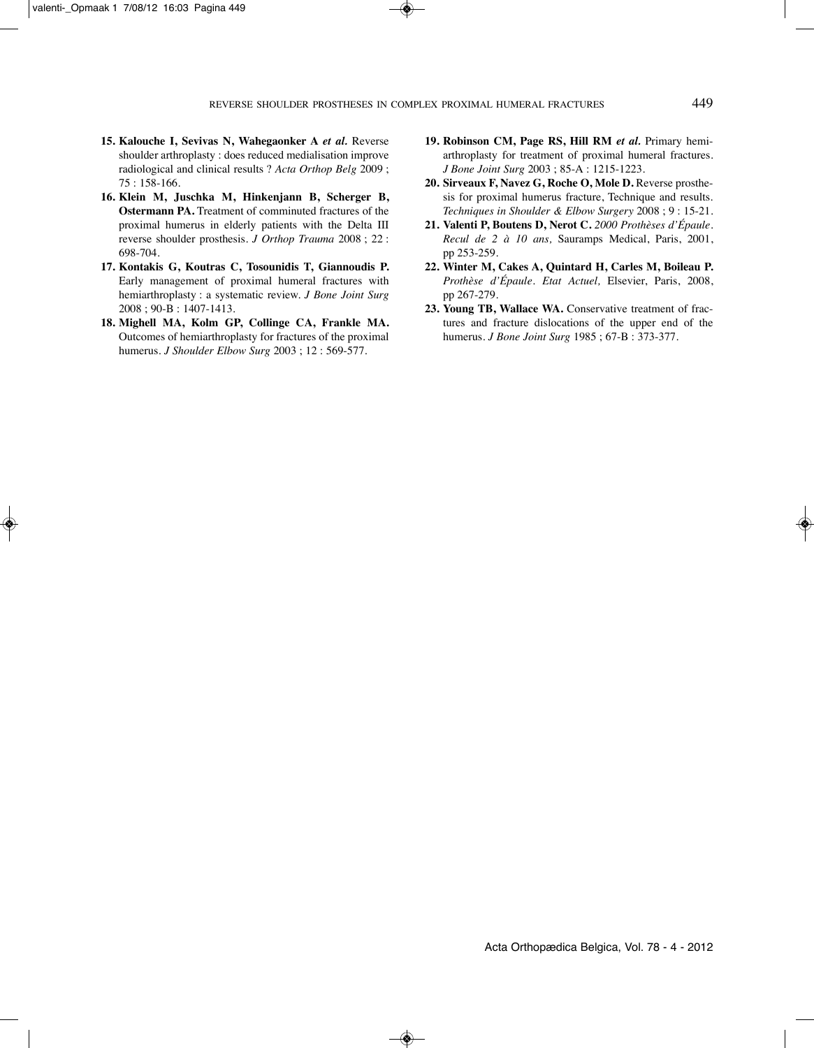**15. Kalouche I, Sevivas N, Wahegaonker A *et al.*** Reverse shoulder arthroplasty : does reduced medialisation improve radiological and clinical results ? *Acta Orthop Belg* 2009 ; 75 : 158-166.

**16. Klein M, Juschka M, Hinkenjann B, Scherger B, Ostermann PA.** Treatment of comminuted fractures of the proximal humerus in elderly patients with the Delta III reverse shoulder prosthesis. *J Orthop Trauma* 2008 ; 22 : 698-704.

**17. Kontakis G, Koutras C, Tosounidis T, Giannoudis P.** Early management of proximal humeral fractures with hemiarthroplasty : a systematic review. *J Bone Joint Surg* 2008 ; 90-B : 1407-1413.

**18. Mighell MA, Kolm GP, Collinge CA, Frankle MA.** Outcomes of hemiarthroplasty for fractures of the proximal humerus. *J Shoulder Elbow Surg* 2003 ; 12 : 569-577.

**19. Robinson CM, Page RS, Hill RM *et al.*** Primary hemiarthroplasty for treatment of proximal humeral fractures. *J Bone Joint Surg* 2003 ; 85-A : 1215-1223.

**20. Sirveaux F, Navez G, Roche O, Mole D.** Reverse prosthesis for proximal humerus fracture, Technique and results. *Techniques in Shoulder & Elbow Surgery* 2008 ; 9 : 15-21.

**21. Valenti P, Boutens D, Nerot C.** *2000 Prothèses d'Épaule. Recul de 2 à 10 ans,* Sauramps Medical, Paris, 2001, pp 253-259.

**22. Winter M, Cakes A, Quintard H, Carles M, Boileau P.** *Prothèse d'Épaule. Etat Actuel,* Elsevier, Paris, 2008, pp 267-279.

**23. Young TB, Wallace WA.** Conservative treatment of fractures and fracture dislocations of the upper end of the humerus. *J Bone Joint Surg* 1985 ; 67-B : 373-377.